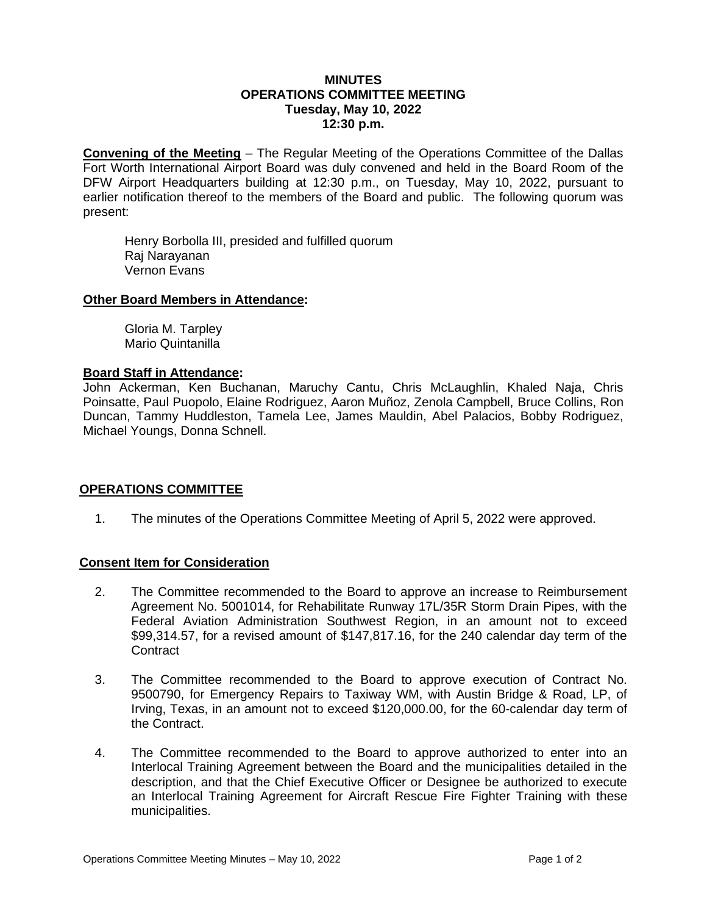# MINUTES
## OPERATIONS COMMITTEE MEETING
### Tuesday, May 10, 2022
### 12:30 p.m.

**Convening of the Meeting** – The Regular Meeting of the Operations Committee of the Dallas Fort Worth International Airport Board was duly convened and held in the Board Room of the DFW Airport Headquarters building at 12:30 p.m., on Tuesday, May 10, 2022, pursuant to earlier notification thereof to the members of the Board and public. The following quorum was present:

Henry Borbolla III, presided and fulfilled quorum
Raj Narayanan
Vernon Evans

**Other Board Members in Attendance:**

Gloria M. Tarpley
Mario Quintanilla

**Board Staff in Attendance:**
John Ackerman, Ken Buchanan, Maruchy Cantu, Chris McLaughlin, Khaled Naja, Chris Poinsatte, Paul Puopolo, Elaine Rodriguez, Aaron Muñoz, Zenola Campbell, Bruce Collins, Ron Duncan, Tammy Huddleston, Tamela Lee, James Mauldin, Abel Palacios, Bobby Rodriguez, Michael Youngs, Donna Schnell.

**OPERATIONS COMMITTEE**

1. The minutes of the Operations Committee Meeting of April 5, 2022 were approved.

**Consent Item for Consideration**

2. The Committee recommended to the Board to approve an increase to Reimbursement Agreement No. 5001014, for Rehabilitate Runway 17L/35R Storm Drain Pipes, with the Federal Aviation Administration Southwest Region, in an amount not to exceed $99,314.57, for a revised amount of $147,817.16, for the 240 calendar day term of the Contract

3. The Committee recommended to the Board to approve execution of Contract No. 9500790, for Emergency Repairs to Taxiway WM, with Austin Bridge & Road, LP, of Irving, Texas, in an amount not to exceed $120,000.00, for the 60-calendar day term of the Contract.

4. The Committee recommended to the Board to approve authorized to enter into an Interlocal Training Agreement between the Board and the municipalities detailed in the description, and that the Chief Executive Officer or Designee be authorized to execute an Interlocal Training Agreement for Aircraft Rescue Fire Fighter Training with these municipalities.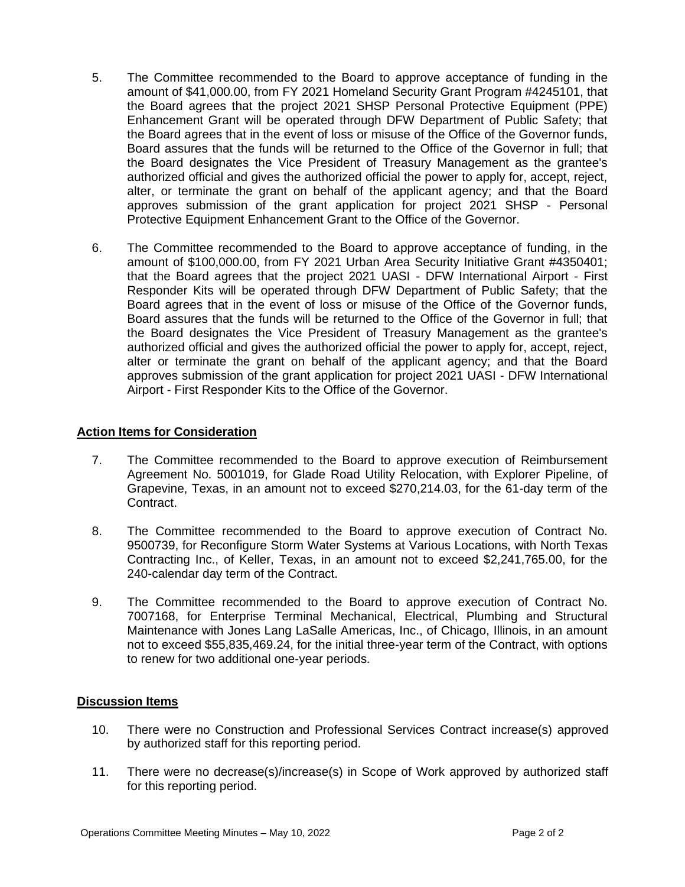5. The Committee recommended to the Board to approve acceptance of funding in the amount of $41,000.00, from FY 2021 Homeland Security Grant Program #4245101, that the Board agrees that the project 2021 SHSP Personal Protective Equipment (PPE) Enhancement Grant will be operated through DFW Department of Public Safety; that the Board agrees that in the event of loss or misuse of the Office of the Governor funds, Board assures that the funds will be returned to the Office of the Governor in full; that the Board designates the Vice President of Treasury Management as the grantee's authorized official and gives the authorized official the power to apply for, accept, reject, alter, or terminate the grant on behalf of the applicant agency; and that the Board approves submission of the grant application for project 2021 SHSP - Personal Protective Equipment Enhancement Grant to the Office of the Governor.

6. The Committee recommended to the Board to approve acceptance of funding, in the amount of $100,000.00, from FY 2021 Urban Area Security Initiative Grant #4350401; that the Board agrees that the project 2021 UASI - DFW International Airport - First Responder Kits will be operated through DFW Department of Public Safety; that the Board agrees that in the event of loss or misuse of the Office of the Governor funds, Board assures that the funds will be returned to the Office of the Governor in full; that the Board designates the Vice President of Treasury Management as the grantee's authorized official and gives the authorized official the power to apply for, accept, reject, alter or terminate the grant on behalf of the applicant agency; and that the Board approves submission of the grant application for project 2021 UASI - DFW International Airport - First Responder Kits to the Office of the Governor.

**Action Items for Consideration**

7. The Committee recommended to the Board to approve execution of Reimbursement Agreement No. 5001019, for Glade Road Utility Relocation, with Explorer Pipeline, of Grapevine, Texas, in an amount not to exceed $270,214.03, for the 61-day term of the Contract.

8. The Committee recommended to the Board to approve execution of Contract No. 9500739, for Reconfigure Storm Water Systems at Various Locations, with North Texas Contracting Inc., of Keller, Texas, in an amount not to exceed $2,241,765.00, for the 240-calendar day term of the Contract.

9. The Committee recommended to the Board to approve execution of Contract No. 7007168, for Enterprise Terminal Mechanical, Electrical, Plumbing and Structural Maintenance with Jones Lang LaSalle Americas, Inc., of Chicago, Illinois, in an amount not to exceed $55,835,469.24, for the initial three-year term of the Contract, with options to renew for two additional one-year periods.

**Discussion Items**

10. There were no Construction and Professional Services Contract increase(s) approved by authorized staff for this reporting period.

11. There were no decrease(s)/increase(s) in Scope of Work approved by authorized staff for this reporting period.